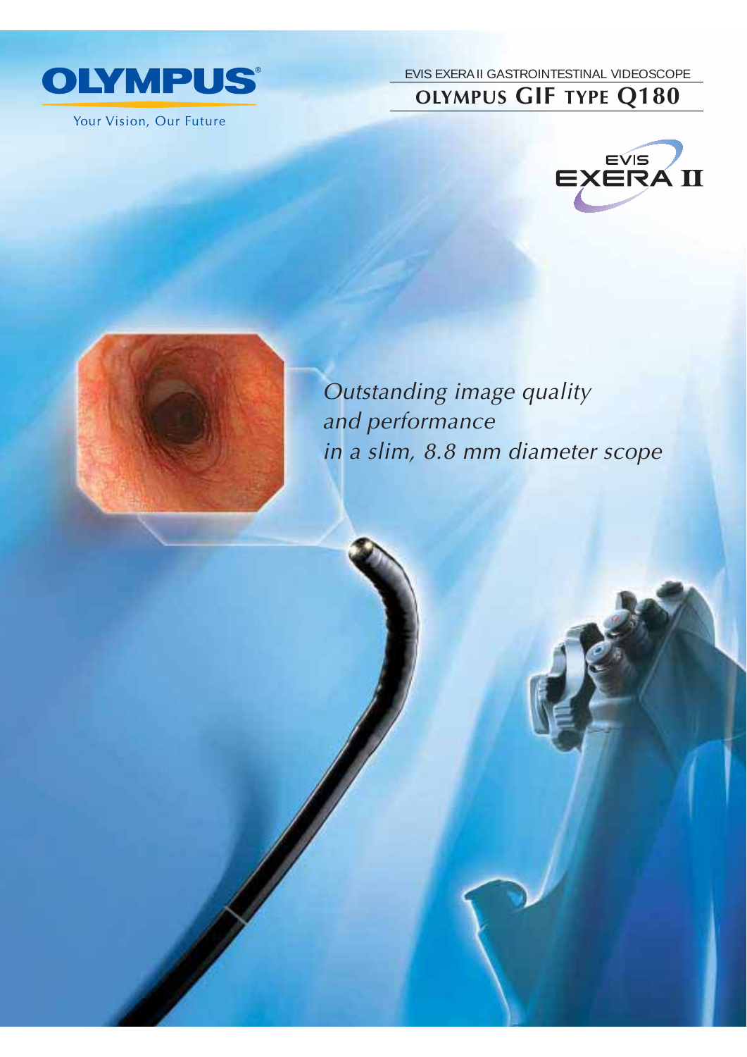OLYMPUS

Your Vision, Our Future

EVIS EXERA II GASTROINTESTINAL VIDEOSCOPE

# OLYMPUS GIF TYPE Q180

EVIS EXERA II

*Outstanding image quality and performance in a slim, 8.8 mm diameter scope*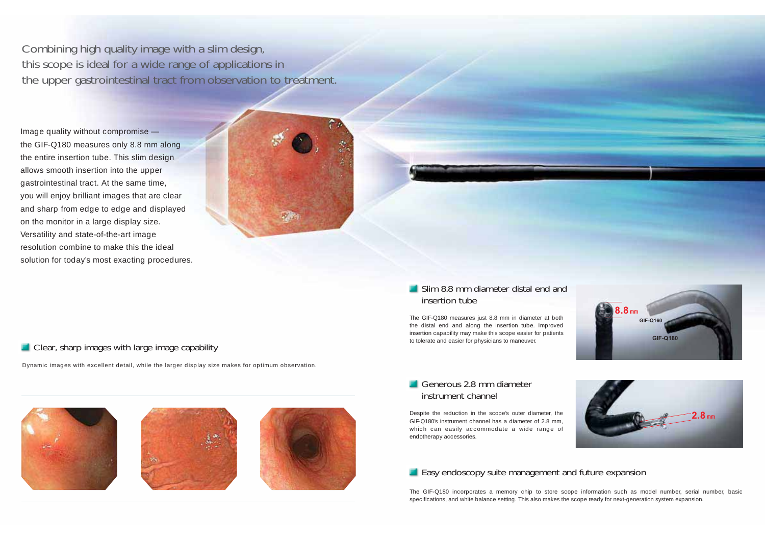Combining high quality image with a slim design, this scope is ideal for a wide range of applications in the upper gastrointestinal tract from observation to treatment.

Image quality without compromise — the GIF-Q180 measures only 8.8 mm along the entire insertion tube. This slim design allows smooth insertion into the upper gastrointestinal tract. At the same time, you will enjoy brilliant images that are clear and sharp from edge to edge and displayed on the monitor in a large display size. Versatility and state-of-the-art image resolution combine to make this the ideal solution for today's most exacting procedures.

## Clear, sharp images with large image capability

Dynamic images with excellent detail, while the larger display size makes for optimum observation.

## Slim 8.8 mm diameter distal end and insertion tube

The GIF-Q180 measures just 8.8 mm in diameter at both the distal end and along the insertion tube. Improved insertion capability may make this scope easier for patients to tolerate and easier for physicians to maneuver.

8.8 mm

GIF-Q160

GIF-Q180

## Generous 2.8 mm diameter instrument channel

Despite the reduction in the scope's outer diameter, the GIF-Q180's instrument channel has a diameter of 2.8 mm, which can easily accommodate a wide range of endotherapy accessories.

2.8 mm

## Easy endoscopy suite management and future expansion

The GIF-Q180 incorporates a memory chip to store scope information such as model number, serial number, basic specifications, and white balance setting. This also makes the scope ready for next-generation system expansion.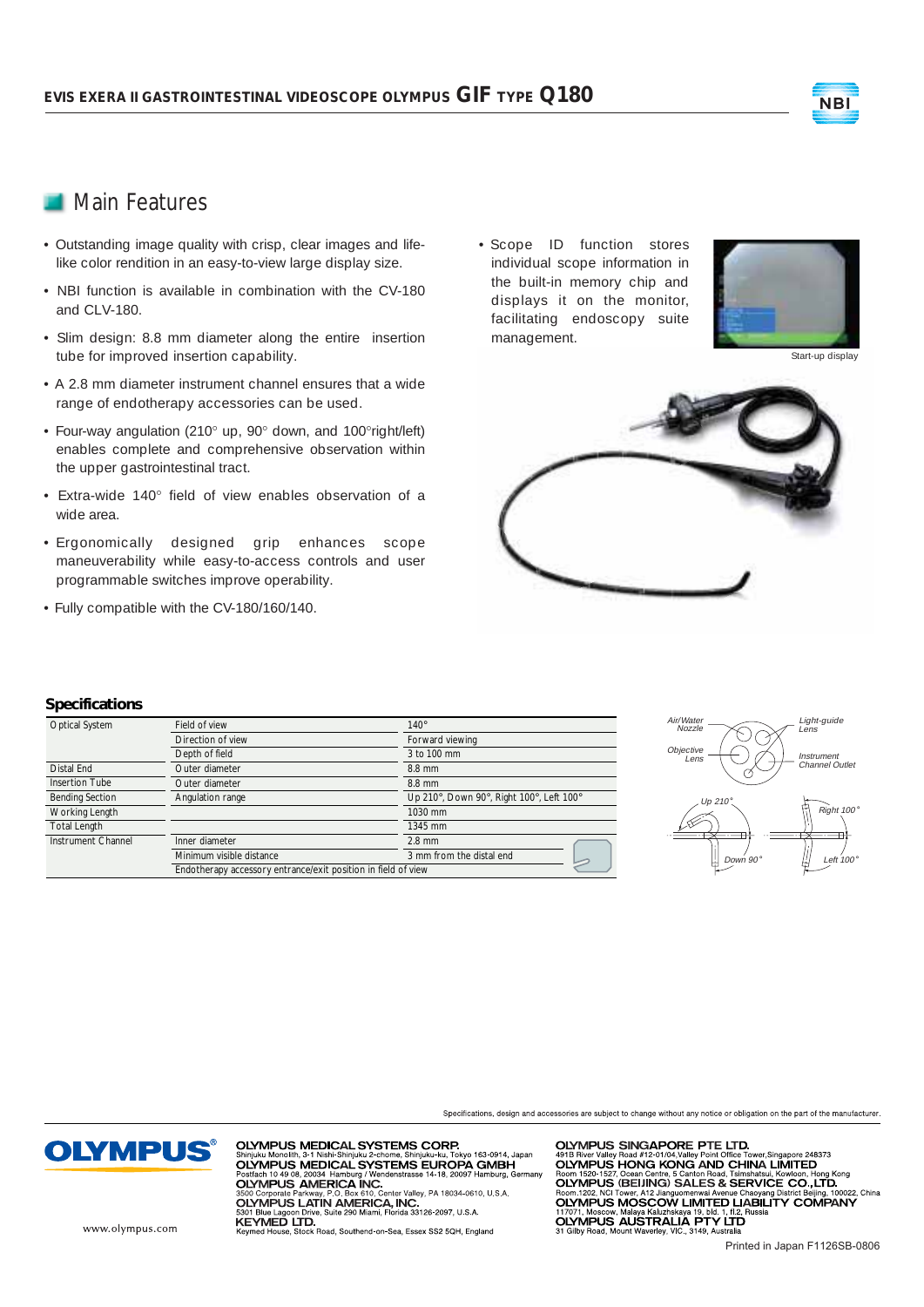# EVIS EXERA II GASTROINTESTINAL VIDEOSCOPE OLYMPUS GIF TYPE Q180

NBI

## Main Features

- Outstanding image quality with crisp, clear images and life-like color rendition in an easy-to-view large display size.
- NBI function is available in combination with the CV-180 and CLV-180.
- Slim design: 8.8 mm diameter along the entire insertion tube for improved insertion capability.
- A 2.8 mm diameter instrument channel ensures that a wide range of endotherapy accessories can be used.
- Four-way angulation (210° up, 90° down, and 100°right/left) enables complete and comprehensive observation within the upper gastrointestinal tract.
- Extra-wide 140° field of view enables observation of a wide area.
- Ergonomically designed grip enhances scope maneuverability while easy-to-access controls and user programmable switches improve operability.
- Fully compatible with the CV-180/160/140.
- Scope ID function stores individual scope information in the built-in memory chip and displays it on the monitor, facilitating endoscopy suite management.

Start-up display

## Specifications

| | | |
|---|---|---|
| Optical System | Field of view | 140° |
| | Direction of view | Forward viewing |
| | Depth of field | 3 to 100 mm |
| Distal End | Outer diameter | 8.8 mm |
| Insertion Tube | Outer diameter | 8.8 mm |
| Bending Section | Angulation range | Up 210°, Down 90°, Right 100°, Left 100° |
| Working Length | | 1030 mm |
| Total Length | | 1345 mm |
| Instrument Channel | Inner diameter | 2.8 mm |
| | Minimum visible distance | 3 mm from the distal end |
| | Endotherapy accessory entrance/exit position in field of view | |

Air/Water Nozzle
Light-guide Lens
Objective Lens
Instrument Channel Outlet
Up 210°
Down 90°
Right 100°
Left 100°

Specifications, design and accessories are subject to change without any notice or obligation on the part of the manufacturer.

OLYMPUS®

www.olympus.com

**OLYMPUS MEDICAL SYSTEMS CORP.**
Shinjuku Monolith, 3-1 Nishi-Shinjuku 2-chome, Shinjuku-ku, Tokyo 163-0914, Japan
**OLYMPUS MEDICAL SYSTEMS EUROPA GMBH**
Postfach 10 49 08, 20034 Hamburg / Wendenstrasse 14-18, 20097 Hamburg, Germany
**OLYMPUS AMERICA INC.**
3500 Corporate Parkway, P.O. Box 610, Center Valley, PA 18034-0610, U.S.A.
**OLYMPUS LATIN AMERICA, INC.**
5301 Blue Lagoon Drive, Suite 290 Miami, Florida 33126-2097, U.S.A.
**KEYMED LTD.**
Keymed House, Stock Road, Southend-on-Sea, Essex SS2 5QH, England

**OLYMPUS SINGAPORE PTE LTD.**
491B River Valley Road #12-01/04,Valley Point Office Tower,Singapore 248373
**OLYMPUS HONG KONG AND CHINA LIMITED**
Room 1520-1527, Ocean Centre, 5 Canton Road, Tsimshatsui, Kowloon, Hong Kong
**OLYMPUS (BEIJING) SALES & SERVICE CO.,LTD.**
Room.1202, NCI Tower, A12 Jianguomenwai Avenue Chaoyang District Beijing, 100022, China
**OLYMPUS MOSCOW LIMITED LIABILITY COMPANY**
117071, Moscow, Malaya Kaluzhskaya 19, bld. 1, fl.2, Russia
**OLYMPUS AUSTRALIA PTY LTD**
31 Gilby Road, Mount Waverley, VIC., 3149, Australia

Printed in Japan F1126SB-0806